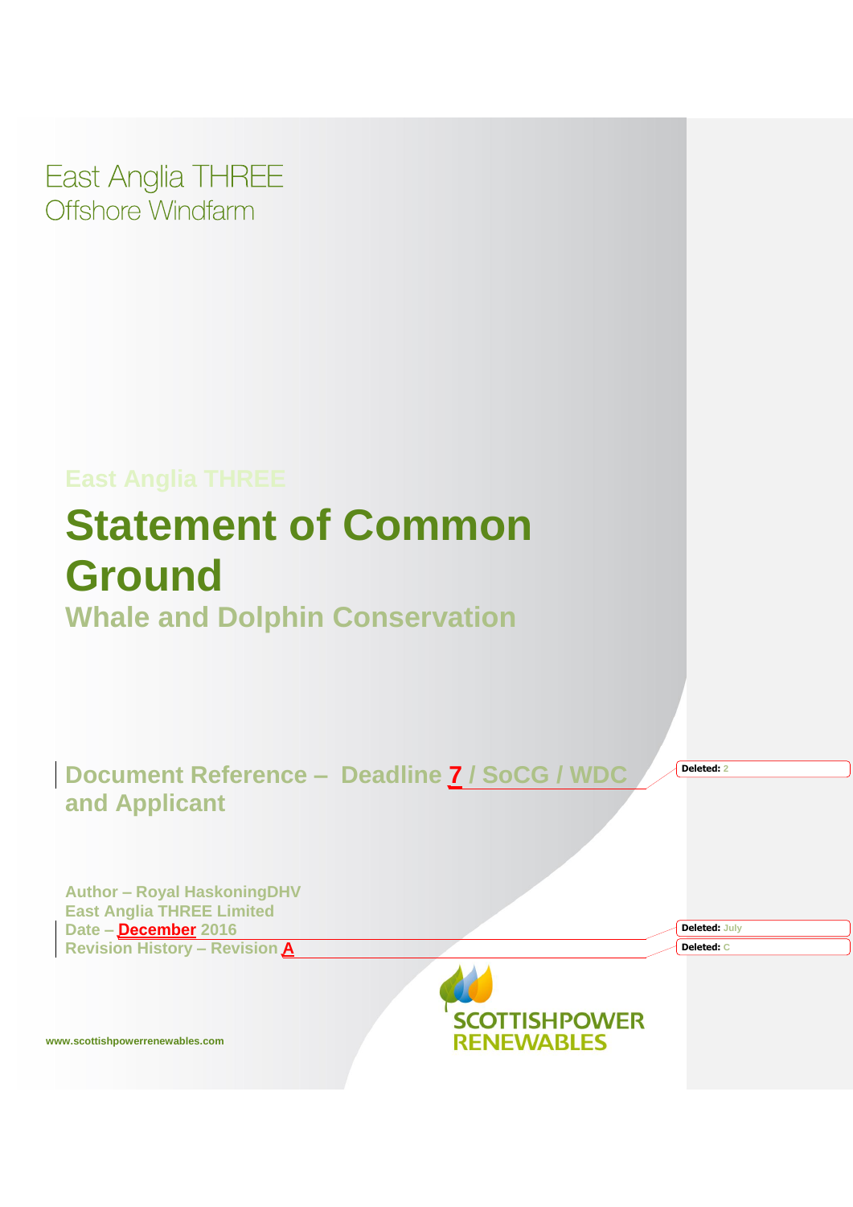East Anglia THREE
Offshore Windfarm

East Anglia THREE

# Statement of Common Ground

## Whale and Dolphin Conservation

**Document Reference – Deadline 7 / SoCG / WDC and Applicant**

Deleted: 2

**Author – Royal HaskoningDHV**
**East Anglia THREE Limited**
**Date – December 2016**
**Revision History – Revision A**

Deleted: July

Deleted: C

SCOTTISHPOWER RENEWABLES

www.scottishpowerrenewables.com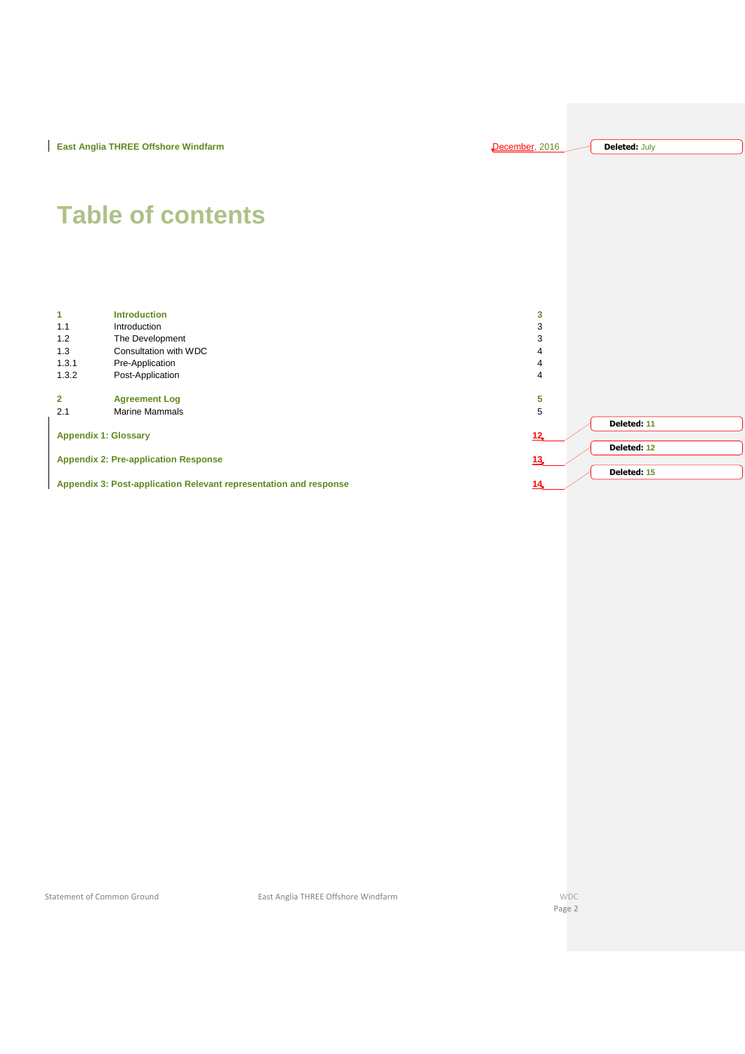# Table of contents

| | | |
|---|---|---|
| **1** | **Introduction** | **3** |
| 1.1 | Introduction | 3 |
| 1.2 | The Development | 3 |
| 1.3 | Consultation with WDC | 4 |
| 1.3.1 | Pre-Application | 4 |
| 1.3.2 | Post-Application | 4 |
| **2** | **Agreement Log** | **5** |
| 2.1 | Marine Mammals | 5 |
| **Appendix 1: Glossary** | | **12** |
| **Appendix 2: Pre-application Response** | | **13** |
| **Appendix 3: Post-application Relevant representation and response** | | **14** |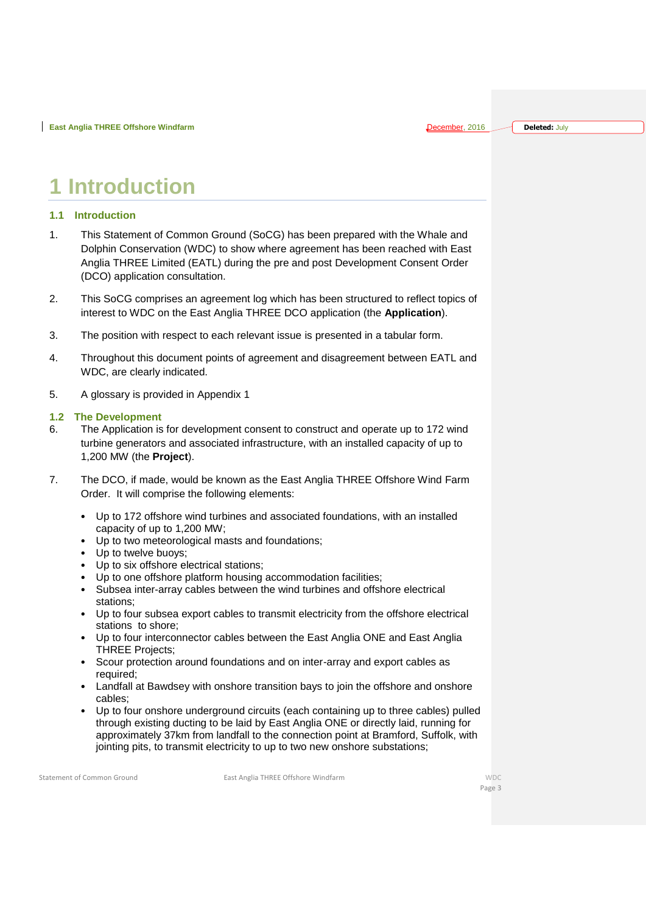# 1 Introduction

## 1.1 Introduction

1. This Statement of Common Ground (SoCG) has been prepared with the Whale and Dolphin Conservation (WDC) to show where agreement has been reached with East Anglia THREE Limited (EATL) during the pre and post Development Consent Order (DCO) application consultation.

2. This SoCG comprises an agreement log which has been structured to reflect topics of interest to WDC on the East Anglia THREE DCO application (the **Application**).

3. The position with respect to each relevant issue is presented in a tabular form.

4. Throughout this document points of agreement and disagreement between EATL and WDC, are clearly indicated.

5. A glossary is provided in Appendix 1

## 1.2 The Development

6. The Application is for development consent to construct and operate up to 172 wind turbine generators and associated infrastructure, with an installed capacity of up to 1,200 MW (the **Project**).

7. The DCO, if made, would be known as the East Anglia THREE Offshore Wind Farm Order. It will comprise the following elements:

- Up to 172 offshore wind turbines and associated foundations, with an installed capacity of up to 1,200 MW;
- Up to two meteorological masts and foundations;
- Up to twelve buoys;
- Up to six offshore electrical stations;
- Up to one offshore platform housing accommodation facilities;
- Subsea inter-array cables between the wind turbines and offshore electrical stations;
- Up to four subsea export cables to transmit electricity from the offshore electrical stations to shore;
- Up to four interconnector cables between the East Anglia ONE and East Anglia THREE Projects;
- Scour protection around foundations and on inter-array and export cables as required;
- Landfall at Bawdsey with onshore transition bays to join the offshore and onshore cables;
- Up to four onshore underground circuits (each containing up to three cables) pulled through existing ducting to be laid by East Anglia ONE or directly laid, running for approximately 37km from landfall to the connection point at Bramford, Suffolk, with jointing pits, to transmit electricity to up to two new onshore substations;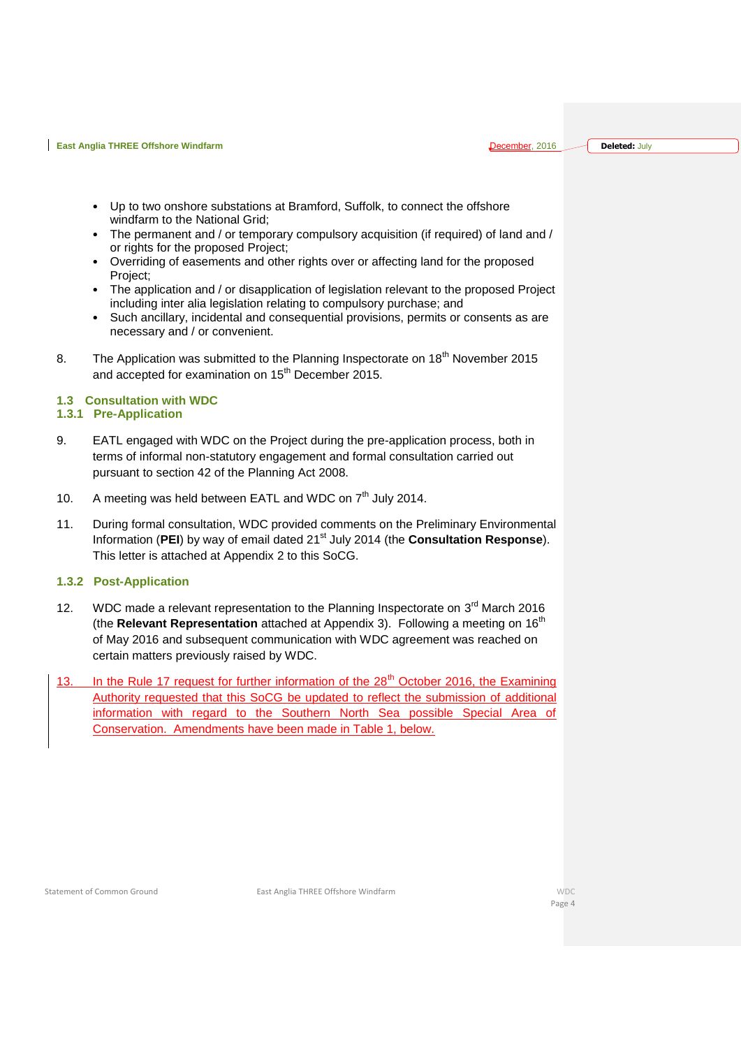- Up to two onshore substations at Bramford, Suffolk, to connect the offshore windfarm to the National Grid;
- The permanent and / or temporary compulsory acquisition (if required) of land and / or rights for the proposed Project;
- Overriding of easements and other rights over or affecting land for the proposed Project;
- The application and / or disapplication of legislation relevant to the proposed Project including inter alia legislation relating to compulsory purchase; and
- Such ancillary, incidental and consequential provisions, permits or consents as are necessary and / or convenient.

8. The Application was submitted to the Planning Inspectorate on 18th November 2015 and accepted for examination on 15th December 2015.

## 1.3 Consultation with WDC

### 1.3.1 Pre-Application

9. EATL engaged with WDC on the Project during the pre-application process, both in terms of informal non-statutory engagement and formal consultation carried out pursuant to section 42 of the Planning Act 2008.

10. A meeting was held between EATL and WDC on 7th July 2014.

11. During formal consultation, WDC provided comments on the Preliminary Environmental Information (**PEI**) by way of email dated 21st July 2014 (the **Consultation Response**). This letter is attached at Appendix 2 to this SoCG.

### 1.3.2 Post-Application

12. WDC made a relevant representation to the Planning Inspectorate on 3rd March 2016 (the **Relevant Representation** attached at Appendix 3). Following a meeting on 16th of May 2016 and subsequent communication with WDC agreement was reached on certain matters previously raised by WDC.

13. In the Rule 17 request for further information of the 28th October 2016, the Examining Authority requested that this SoCG be updated to reflect the submission of additional information with regard to the Southern North Sea possible Special Area of Conservation. Amendments have been made in Table 1, below.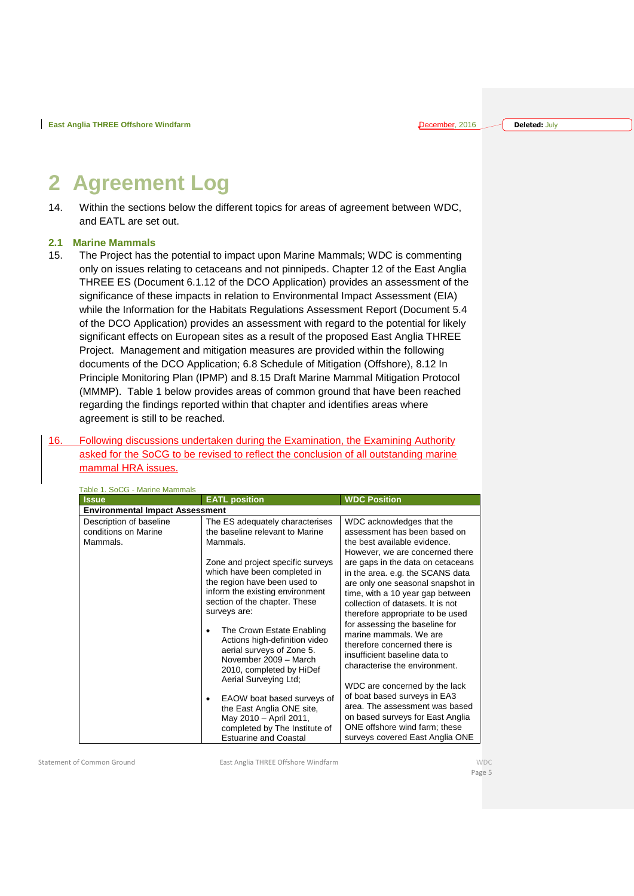# 2 Agreement Log

14. Within the sections below the different topics for areas of agreement between WDC, and EATL are set out.

## 2.1 Marine Mammals

15. The Project has the potential to impact upon Marine Mammals; WDC is commenting only on issues relating to cetaceans and not pinnipeds. Chapter 12 of the East Anglia THREE ES (Document 6.1.12 of the DCO Application) provides an assessment of the significance of these impacts in relation to Environmental Impact Assessment (EIA) while the Information for the Habitats Regulations Assessment Report (Document 5.4 of the DCO Application) provides an assessment with regard to the potential for likely significant effects on European sites as a result of the proposed East Anglia THREE Project. Management and mitigation measures are provided within the following documents of the DCO Application; 6.8 Schedule of Mitigation (Offshore), 8.12 In Principle Monitoring Plan (IPMP) and 8.15 Draft Marine Mammal Mitigation Protocol (MMMP). Table 1 below provides areas of common ground that have been reached regarding the findings reported within that chapter and identifies areas where agreement is still to be reached.

16. Following discussions undertaken during the Examination, the Examining Authority asked for the SoCG to be revised to reflect the conclusion of all outstanding marine mammal HRA issues.

Table 1. SoCG - Marine Mammals

| Issue | EATL position | WDC Position |
|---|---|---|
| **Environmental Impact Assessment** | | |
| Description of baseline conditions on Marine Mammals. | The ES adequately characterises the baseline relevant to Marine Mammals.<br><br>Zone and project specific surveys which have been completed in the region have been used to inform the existing environment section of the chapter. These surveys are:<br><br>• The Crown Estate Enabling Actions high-definition video aerial surveys of Zone 5. November 2009 – March 2010, completed by HiDef Aerial Surveying Ltd;<br><br>• EAOW boat based surveys of the East Anglia ONE site, May 2010 – April 2011, completed by The Institute of Estuarine and Coastal | WDC acknowledges that the assessment has been based on the best available evidence. However, we are concerned there are gaps in the data on cetaceans in the area. e.g. the SCANS data are only one seasonal snapshot in time, with a 10 year gap between collection of datasets. It is not therefore appropriate to be used for assessing the baseline for marine mammals. We are therefore concerned there is insufficient baseline data to characterise the environment.<br><br>WDC are concerned by the lack of boat based surveys in EA3 area. The assessment was based on based surveys for East Anglia ONE offshore wind farm; these surveys covered East Anglia ONE |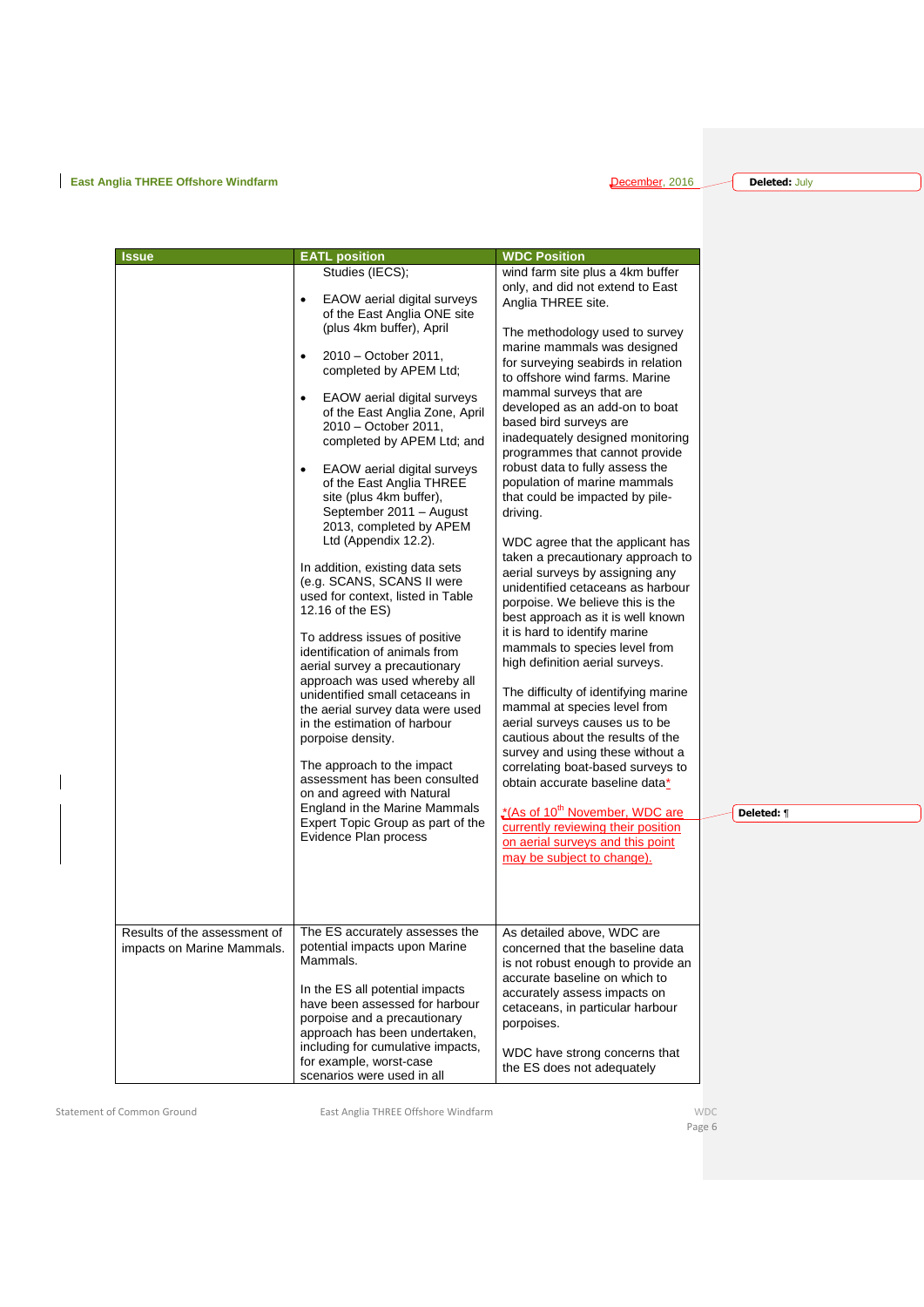| Issue | EATL position | WDC Position |
| --- | --- | --- |
| | Studies (IECS);<br>• EAOW aerial digital surveys of the East Anglia ONE site (plus 4km buffer), April<br>• 2010 – October 2011, completed by APEM Ltd;<br>• EAOW aerial digital surveys of the East Anglia Zone, April 2010 – October 2011, completed by APEM Ltd; and<br>• EAOW aerial digital surveys of the East Anglia THREE site (plus 4km buffer), September 2011 – August 2013, completed by APEM Ltd (Appendix 12.2).<br><br>In addition, existing data sets (e.g. SCANS, SCANS II were used for context, listed in Table 12.16 of the ES)<br><br>To address issues of positive identification of animals from aerial survey a precautionary approach was used whereby all unidentified small cetaceans in the aerial survey data were used in the estimation of harbour porpoise density.<br><br>The approach to the impact assessment has been consulted on and agreed with Natural England in the Marine Mammals Expert Topic Group as part of the Evidence Plan process | wind farm site plus a 4km buffer only, and did not extend to East Anglia THREE site.<br><br>The methodology used to survey marine mammals was designed for surveying seabirds in relation to offshore wind farms. Marine mammal surveys that are developed as an add-on to boat based bird surveys are inadequately designed monitoring programmes that cannot provide robust data to fully assess the population of marine mammals that could be impacted by pile-driving.<br><br>WDC agree that the applicant has taken a precautionary approach to aerial surveys by assigning any unidentified cetaceans as harbour porpoise. We believe this is the best approach as it is well known it is hard to identify marine mammals to species level from high definition aerial surveys.<br><br>The difficulty of identifying marine mammal at species level from aerial surveys causes us to be cautious about the results of the survey and using these without a correlating boat-based surveys to obtain accurate baseline data*<br><br>*(As of 10th November, WDC are currently reviewing their position on aerial surveys and this point may be subject to change). |
| Results of the assessment of impacts on Marine Mammals. | The ES accurately assesses the potential impacts upon Marine Mammals.<br><br>In the ES all potential impacts have been assessed for harbour porpoise and a precautionary approach has been undertaken, including for cumulative impacts, for example, worst-case scenarios were used in all | As detailed above, WDC are concerned that the baseline data is not robust enough to provide an accurate baseline on which to accurately assess impacts on cetaceans, in particular harbour porpoises.<br><br>WDC have strong concerns that the ES does not adequately |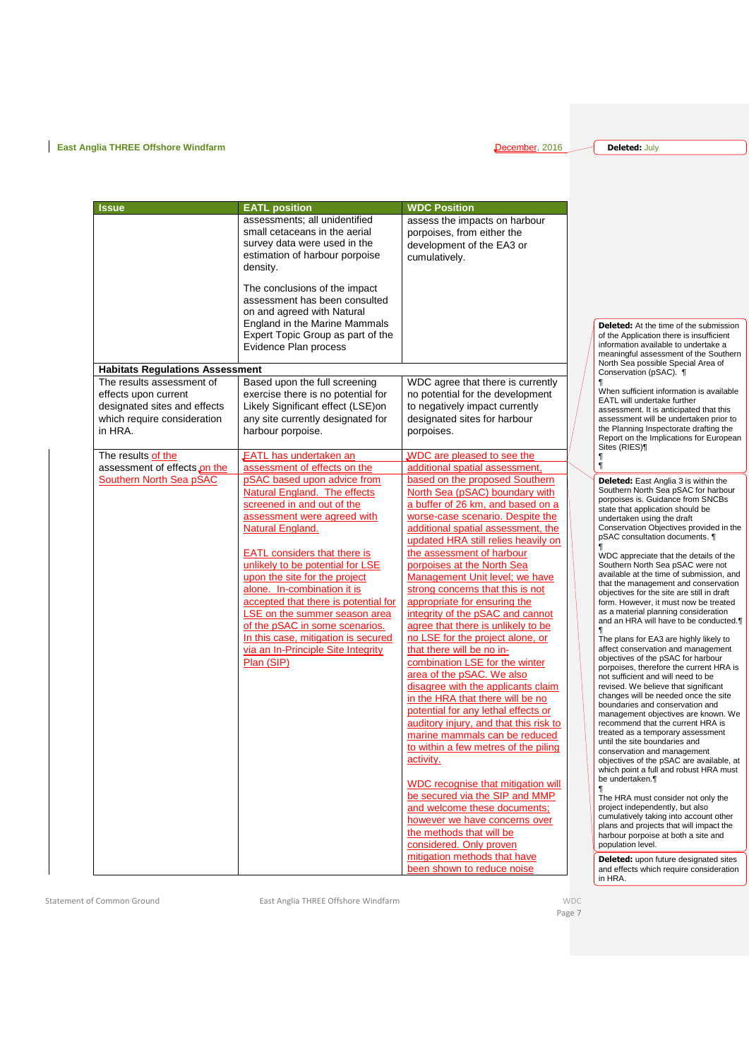| Issue | EATL position | WDC Position |
|---|---|---|
| | assessments; all unidentified small cetaceans in the aerial survey data were used in the estimation of harbour porpoise density.<br><br>The conclusions of the impact assessment has been consulted on and agreed with Natural England in the Marine Mammals Expert Topic Group as part of the Evidence Plan process | assess the impacts on harbour porpoises, from either the development of the EA3 or cumulatively. |
| **Habitats Regulations Assessment** | | |
| The results assessment of effects upon current designated sites and effects which require consideration in HRA. | Based upon the full screening exercise there is no potential for Likely Significant effect (LSE)on any site currently designated for harbour porpoise. | WDC agree that there is currently no potential for the development to negatively impact currently designated sites for harbour porpoises. |
| The results of the assessment of effects on the Southern North Sea pSAC | EATL has undertaken an assessment of effects on the pSAC based upon advice from Natural England. The effects screened in and out of the assessment were agreed with Natural England.<br><br>EATL considers that there is unlikely to be potential for LSE upon the site for the project alone. In-combination it is accepted that there is potential for LSE on the summer season area of the pSAC in some scenarios. In this case, mitigation is secured via an In-Principle Site Integrity Plan (SIP) | WDC are pleased to see the additional spatial assessment, based on the proposed Southern North Sea (pSAC) boundary with a buffer of 26 km, and based on a worse-case scenario. Despite the additional spatial assessment, the updated HRA still relies heavily on the assessment of harbour porpoises at the North Sea Management Unit level; we have strong concerns that this is not appropriate for ensuring the integrity of the pSAC and cannot agree that there is unlikely to be no LSE for the project alone, or that there will be no in-combination LSE for the winter area of the pSAC. We also disagree with the applicants claim in the HRA that there will be no potential for any lethal effects or auditory injury, and that this risk to marine mammals can be reduced to within a few metres of the piling activity.<br><br>WDC recognise that mitigation will be secured via the SIP and MMP and welcome these documents; however we have concerns over the methods that will be considered. Only proven mitigation methods that have been shown to reduce noise |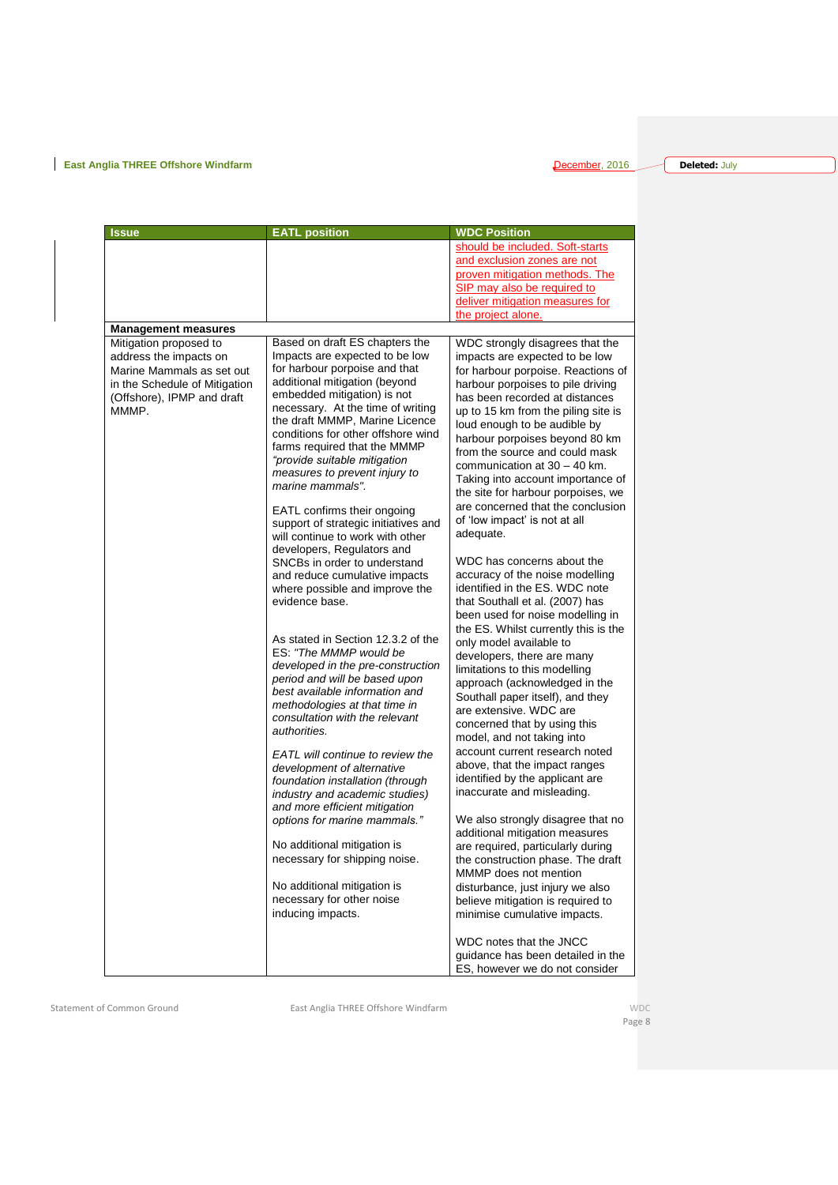| Issue | EATL position | WDC Position |
|---|---|---|
| | | should be included. Soft-starts and exclusion zones are not proven mitigation methods. The SIP may also be required to deliver mitigation measures for the project alone. |
| **Management measures** | | |
| Mitigation proposed to address the impacts on Marine Mammals as set out in the Schedule of Mitigation (Offshore), IPMP and draft MMMP. | Based on draft ES chapters the Impacts are expected to be low for harbour porpoise and that additional mitigation (beyond embedded mitigation) is not necessary. At the time of writing the draft MMMP, Marine Licence conditions for other offshore wind farms required that the MMMP *"provide suitable mitigation measures to prevent injury to marine mammals".*<br><br>EATL confirms their ongoing support of strategic initiatives and will continue to work with other developers, Regulators and SNCBs in order to understand and reduce cumulative impacts where possible and improve the evidence base.<br><br>As stated in Section 12.3.2 of the ES: *"The MMMP would be developed in the pre-construction period and will be based upon best available information and methodologies at that time in consultation with the relevant authorities.*<br><br>*EATL will continue to review the development of alternative foundation installation (through industry and academic studies) and more efficient mitigation options for marine mammals."*<br><br>No additional mitigation is necessary for shipping noise.<br><br>No additional mitigation is necessary for other noise inducing impacts. | WDC strongly disagrees that the impacts are expected to be low for harbour porpoise. Reactions of harbour porpoises to pile driving has been recorded at distances up to 15 km from the piling site is loud enough to be audible by harbour porpoises beyond 80 km from the source and could mask communication at 30 – 40 km. Taking into account importance of the site for harbour porpoises, we are concerned that the conclusion of 'low impact' is not at all adequate.<br><br>WDC has concerns about the accuracy of the noise modelling identified in the ES. WDC note that Southall et al. (2007) has been used for noise modelling in the ES. Whilst currently this is the only model available to developers, there are many limitations to this modelling approach (acknowledged in the Southall paper itself), and they are extensive. WDC are concerned that by using this model, and not taking into account current research noted above, that the impact ranges identified by the applicant are inaccurate and misleading.<br><br>We also strongly disagree that no additional mitigation measures are required, particularly during the construction phase. The draft MMMP does not mention disturbance, just injury we also believe mitigation is required to minimise cumulative impacts.<br><br>WDC notes that the JNCC guidance has been detailed in the ES, however we do not consider |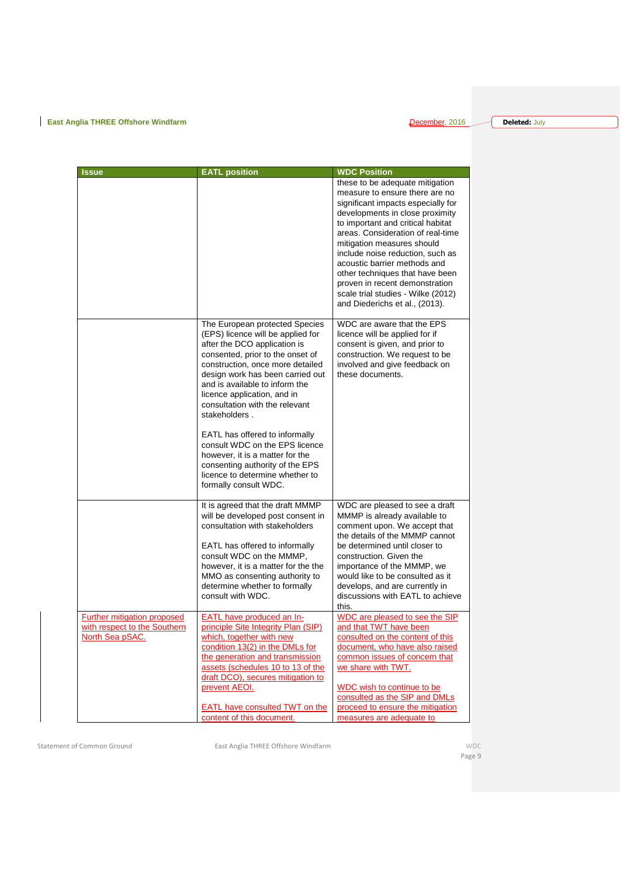| Issue | EATL position | WDC Position |
|---|---|---|
| | | these to be adequate mitigation measure to ensure there are no significant impacts especially for developments in close proximity to important and critical habitat areas. Consideration of real-time mitigation measures should include noise reduction, such as acoustic barrier methods and other techniques that have been proven in recent demonstration scale trial studies - Wilke (2012) and Diederichs et al., (2013). |
| | The European protected Species (EPS) licence will be applied for after the DCO application is consented, prior to the onset of construction, once more detailed design work has been carried out and is available to inform the licence application, and in consultation with the relevant stakeholders .<br><br>EATL has offered to informally consult WDC on the EPS licence however, it is a matter for the consenting authority of the EPS licence to determine whether to formally consult WDC. | WDC are aware that the EPS licence will be applied for if consent is given, and prior to construction. We request to be involved and give feedback on these documents. |
| | It is agreed that the draft MMMP will be developed post consent in consultation with stakeholders<br><br>EATL has offered to informally consult WDC on the MMMP, however, it is a matter for the the MMO as consenting authority to determine whether to formally consult with WDC. | WDC are pleased to see a draft MMMP is already available to comment upon. We accept that the details of the MMMP cannot be determined until closer to construction. Given the importance of the MMMP, we would like to be consulted as it develops, and are currently in discussions with EATL to achieve this. |
| Further mitigation proposed with respect to the Southern North Sea pSAC. | EATL have produced an In-principle Site Integrity Plan (SIP) which, together with new condition 13(2) in the DMLs for the generation and transmission assets (schedules 10 to 13 of the draft DCO), secures mitigation to prevent AEOI.<br><br>EATL have consulted TWT on the content of this document. | WDC are pleased to see the SIP and that TWT have been consulted on the content of this document, who have also raised common issues of concern that we share with TWT.<br><br>WDC wish to continue to be consulted as the SIP and DMLs proceed to ensure the mitigation measures are adequate to |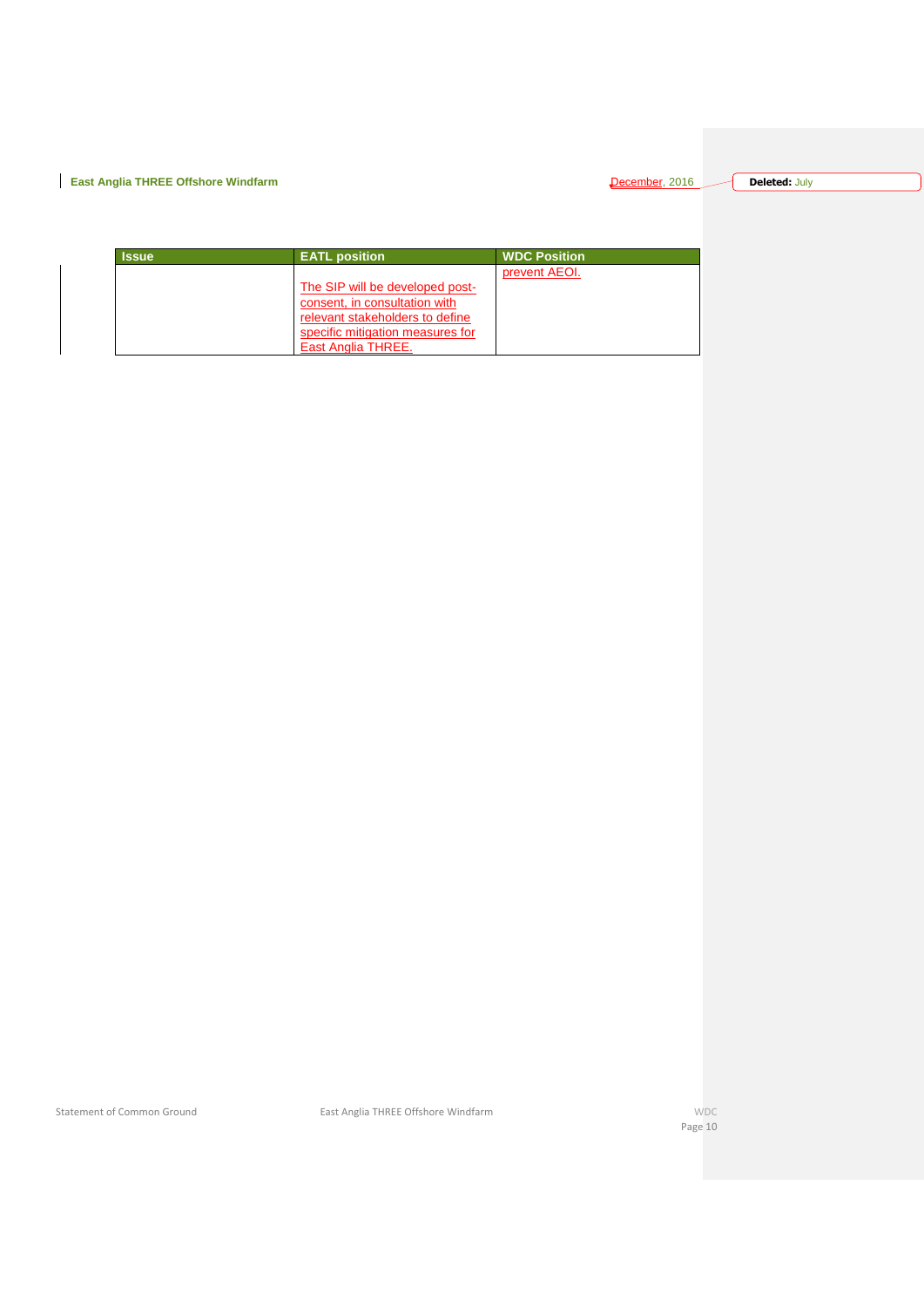| Issue | EATL position | WDC Position |
|---|---|---|
| | The SIP will be developed post-consent, in consultation with relevant stakeholders to define specific mitigation measures for East Anglia THREE. | prevent AEOI. |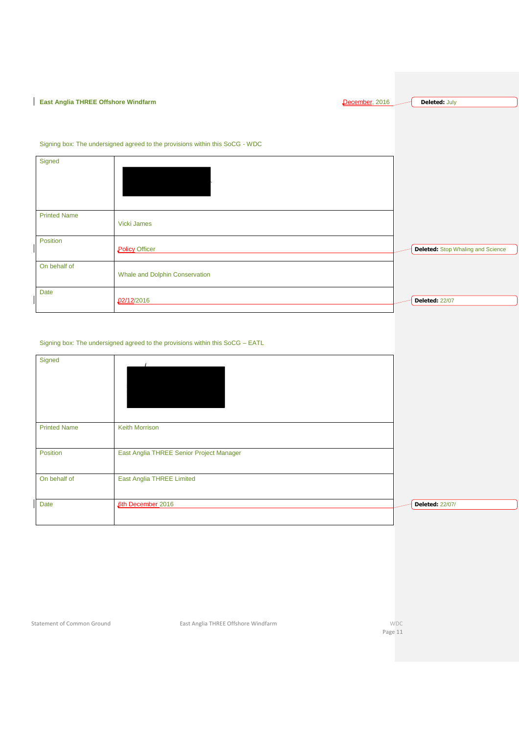Signing box: The undersigned agreed to the provisions within this SoCG - WDC

| Signed | |
|---|---|
| Printed Name | Vicki James |
| Position | Policy Officer |
| On behalf of | Whale and Dolphin Conservation |
| Date | 02/12/2016 |

Signing box: The undersigned agreed to the provisions within this SoCG – EATL

| Signed | |
|---|---|
| Printed Name | Keith Morrison |
| Position | East Anglia THREE Senior Project Manager |
| On behalf of | East Anglia THREE Limited |
| Date | 6th December 2016 |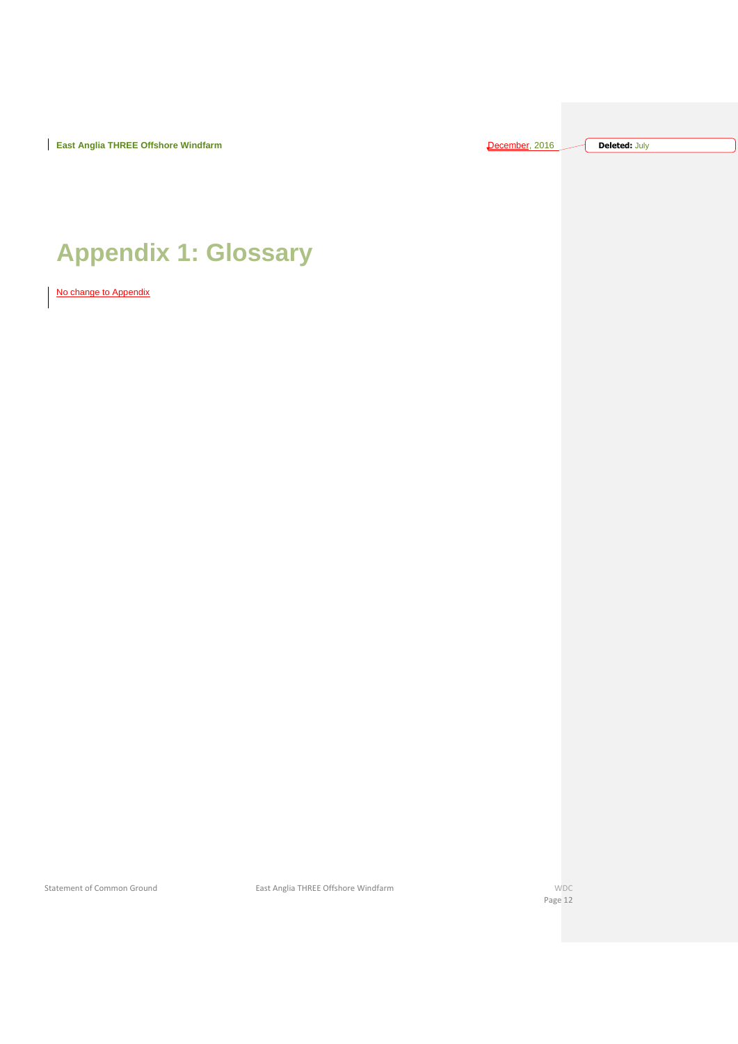# Appendix 1: Glossary

No change to Appendix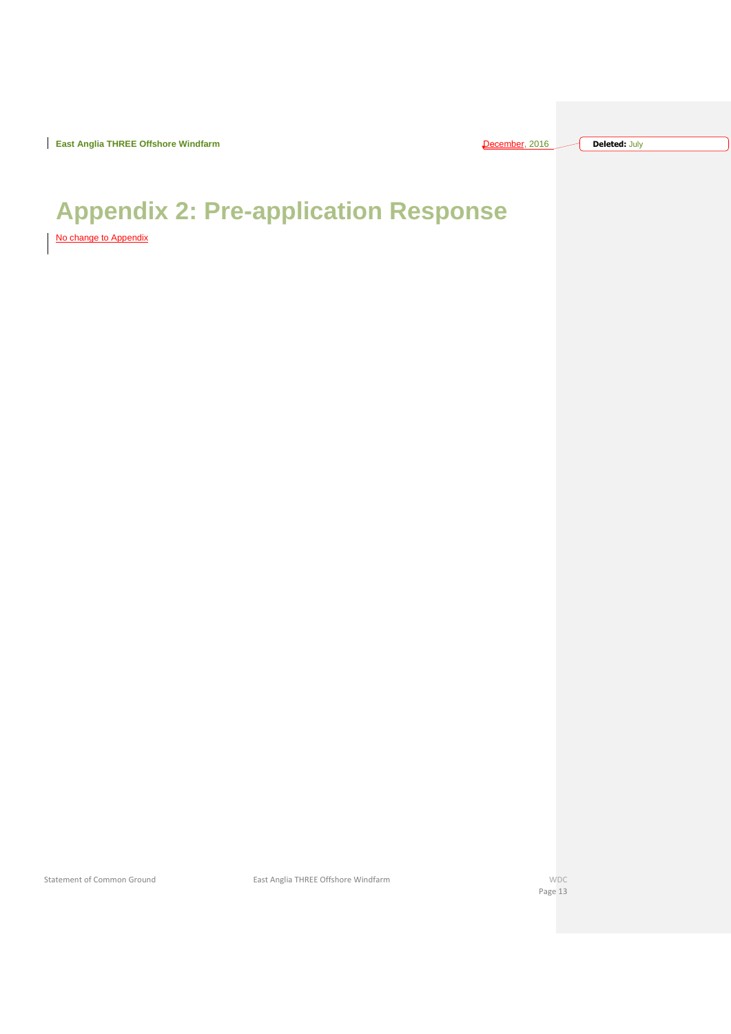# Appendix 2: Pre-application Response

No change to Appendix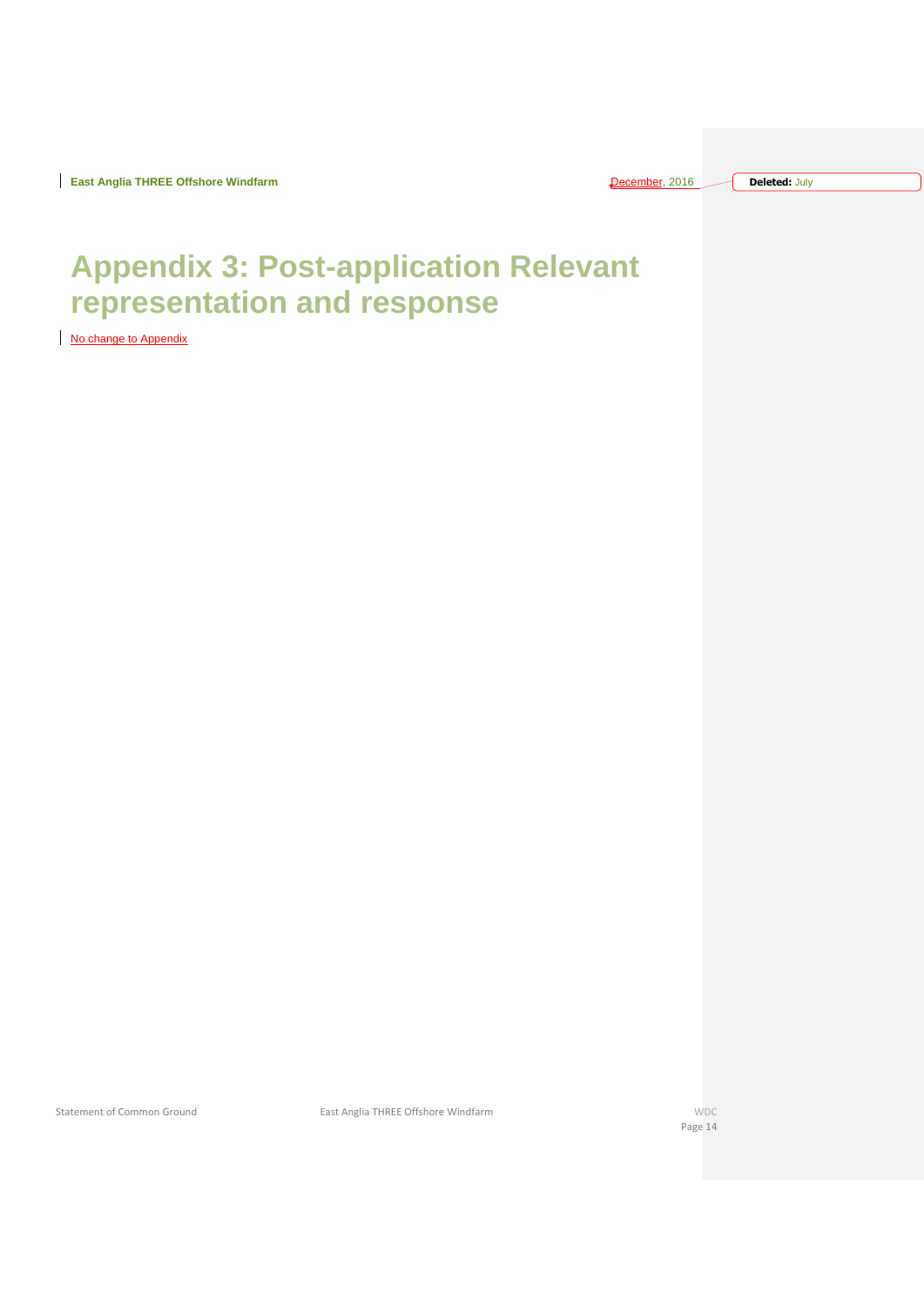# Appendix 3: Post-application Relevant representation and response

No change to Appendix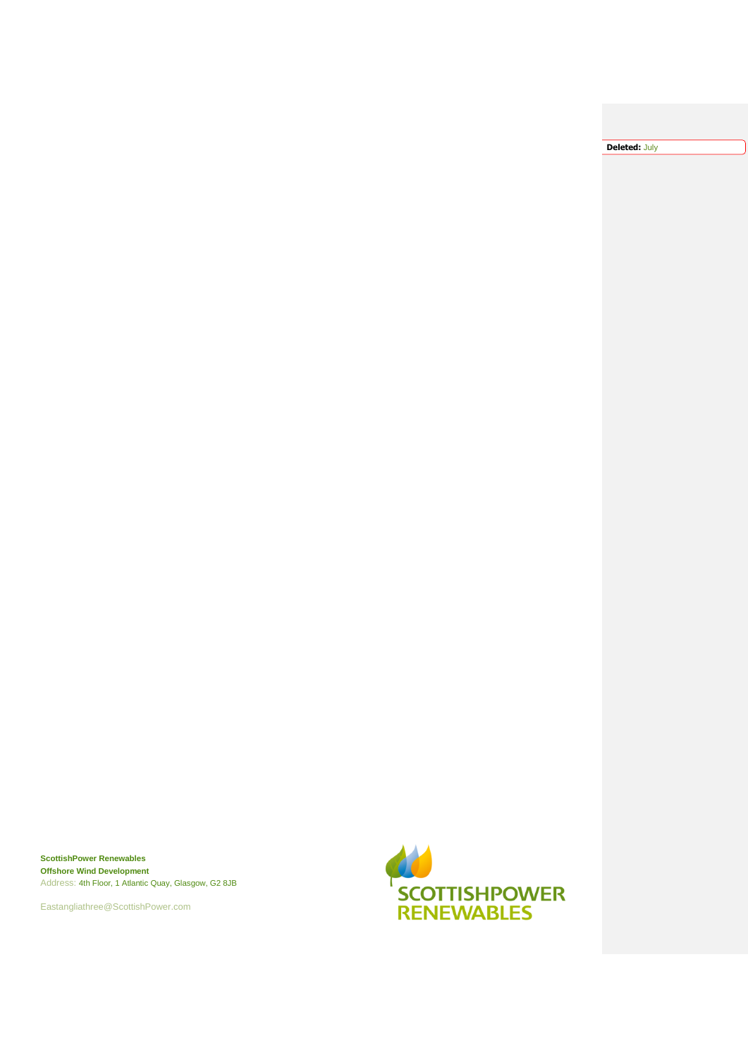Deleted: July

**ScottishPower Renewables**
**Offshore Wind Development**
Address: 4th Floor, 1 Atlantic Quay, Glasgow, G2 8JB

Eastangliathree@ScottishPower.com

SCOTTISHPOWER RENEWABLES